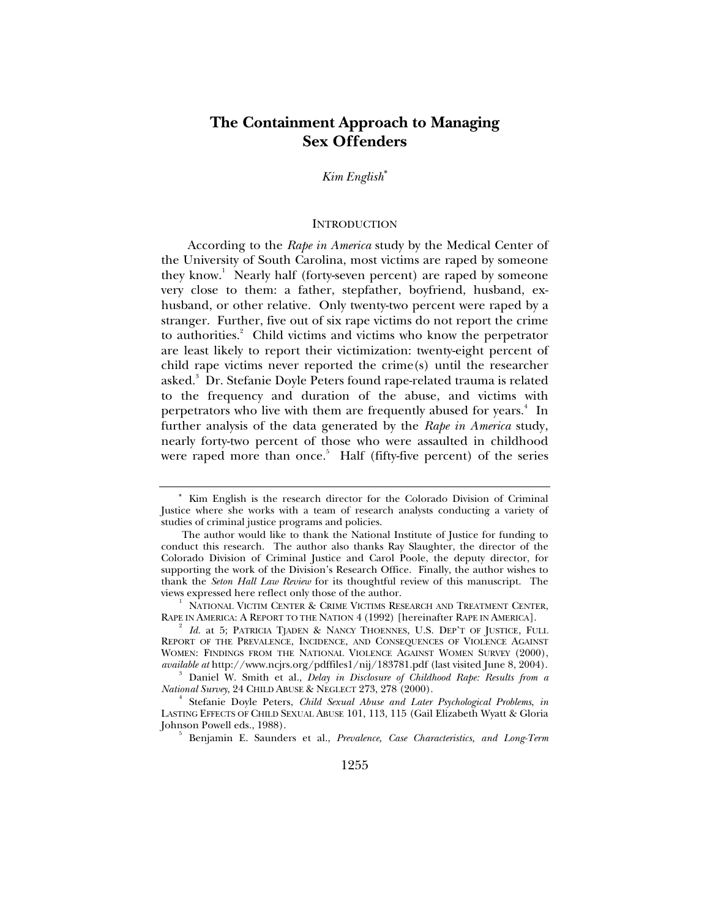# The Containment Approach to Managing Sex Offenders

*Kim English*[*]

## INTRODUCTION

According to the *Rape in America* study by the Medical Center of the University of South Carolina, most victims are raped by someone they know.[1] Nearly half (forty-seven percent) are raped by someone very close to them: a father, stepfather, boyfriend, husband, ex-husband, or other relative. Only twenty-two percent were raped by a stranger. Further, five out of six rape victims do not report the crime to authorities.[2] Child victims and victims who know the perpetrator are least likely to report their victimization: twenty-eight percent of child rape victims never reported the crime(s) until the researcher asked.[3] Dr. Stefanie Doyle Peters found rape-related trauma is related to the frequency and duration of the abuse, and victims with perpetrators who live with them are frequently abused for years.[4] In further analysis of the data generated by the *Rape in America* study, nearly forty-two percent of those who were assaulted in childhood were raped more than once.[5] Half (fifty-five percent) of the series

---

[*] Kim English is the research director for the Colorado Division of Criminal Justice where she works with a team of research analysts conducting a variety of studies of criminal justice programs and policies.

The author would like to thank the National Institute of Justice for funding to conduct this research. The author also thanks Ray Slaughter, the director of the Colorado Division of Criminal Justice and Carol Poole, the deputy director, for supporting the work of the Division's Research Office. Finally, the author wishes to thank the *Seton Hall Law Review* for its thoughtful review of this manuscript. The views expressed here reflect only those of the author.

[1] NATIONAL VICTIM CENTER & CRIME VICTIMS RESEARCH AND TREATMENT CENTER, RAPE IN AMERICA: A REPORT TO THE NATION 4 (1992) [hereinafter RAPE IN AMERICA].

[2] *Id.* at 5; PATRICIA TJADEN & NANCY THOENNES, U.S. DEP'T OF JUSTICE, FULL REPORT OF THE PREVALENCE, INCIDENCE, AND CONSEQUENCES OF VIOLENCE AGAINST WOMEN: FINDINGS FROM THE NATIONAL VIOLENCE AGAINST WOMEN SURVEY (2000), *available at* http://www.ncjrs.org/pdffiles1/nij/183781.pdf (last visited June 8, 2004).

[3] Daniel W. Smith et al., *Delay in Disclosure of Childhood Rape: Results from a National Survey*, 24 CHILD ABUSE & NEGLECT 273, 278 (2000).

[4] Stefanie Doyle Peters, *Child Sexual Abuse and Later Psychological Problems*, *in* LASTING EFFECTS OF CHILD SEXUAL ABUSE 101, 113, 115 (Gail Elizabeth Wyatt & Gloria Johnson Powell eds., 1988).

[5] Benjamin E. Saunders et al., *Prevalence, Case Characteristics, and Long-Term*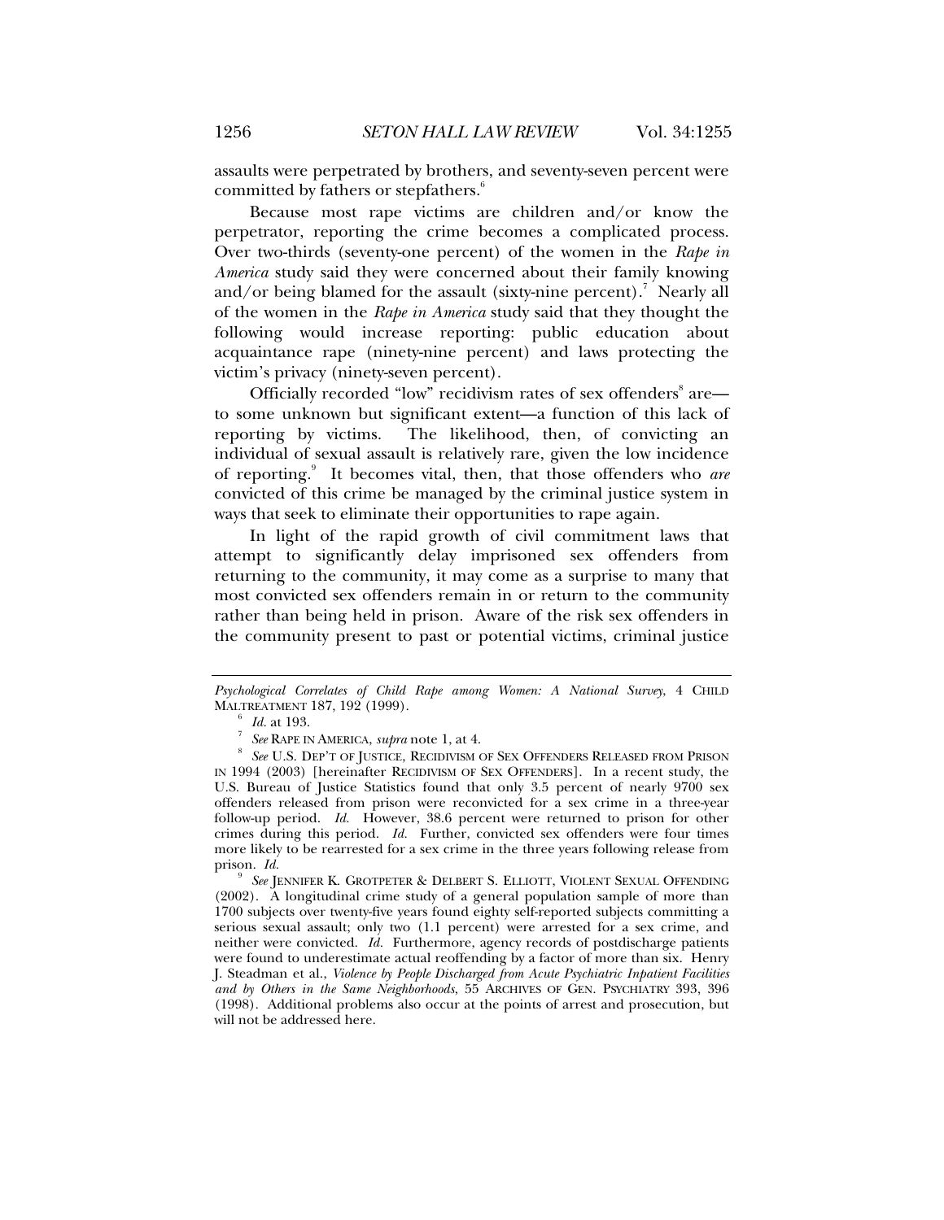assaults were perpetrated by brothers, and seventy-seven percent were committed by fathers or stepfathers.[6]

Because most rape victims are children and/or know the perpetrator, reporting the crime becomes a complicated process. Over two-thirds (seventy-one percent) of the women in the *Rape in America* study said they were concerned about their family knowing and/or being blamed for the assault (sixty-nine percent).[7] Nearly all of the women in the *Rape in America* study said that they thought the following would increase reporting: public education about acquaintance rape (ninety-nine percent) and laws protecting the victim's privacy (ninety-seven percent).

Officially recorded "low" recidivism rates of sex offenders[8] are—to some unknown but significant extent—a function of this lack of reporting by victims. The likelihood, then, of convicting an individual of sexual assault is relatively rare, given the low incidence of reporting.[9] It becomes vital, then, that those offenders who *are* convicted of this crime be managed by the criminal justice system in ways that seek to eliminate their opportunities to rape again.

In light of the rapid growth of civil commitment laws that attempt to significantly delay imprisoned sex offenders from returning to the community, it may come as a surprise to many that most convicted sex offenders remain in or return to the community rather than being held in prison. Aware of the risk sex offenders in the community present to past or potential victims, criminal justice

---

*Psychological Correlates of Child Rape among Women: A National Survey*, 4 CHILD MALTREATMENT 187, 192 (1999).

[6] *Id.* at 193.

[7] *See* RAPE IN AMERICA, *supra* note 1, at 4.

[8] *See* U.S. DEP'T OF JUSTICE, RECIDIVISM OF SEX OFFENDERS RELEASED FROM PRISON IN 1994 (2003) [hereinafter RECIDIVISM OF SEX OFFENDERS]. In a recent study, the U.S. Bureau of Justice Statistics found that only 3.5 percent of nearly 9700 sex offenders released from prison were reconvicted for a sex crime in a three-year follow-up period. *Id.* However, 38.6 percent were returned to prison for other crimes during this period. *Id.* Further, convicted sex offenders were four times more likely to be rearrested for a sex crime in the three years following release from prison. *Id.*

[9] *See* JENNIFER K. GROTPETER & DELBERT S. ELLIOTT, VIOLENT SEXUAL OFFENDING (2002). A longitudinal crime study of a general population sample of more than 1700 subjects over twenty-five years found eighty self-reported subjects committing a serious sexual assault; only two (1.1 percent) were arrested for a sex crime, and neither were convicted. *Id.* Furthermore, agency records of postdischarge patients were found to underestimate actual reoffending by a factor of more than six. Henry J. Steadman et al., *Violence by People Discharged from Acute Psychiatric Inpatient Facilities and by Others in the Same Neighborhoods*, 55 ARCHIVES OF GEN. PSYCHIATRY 393, 396 (1998). Additional problems also occur at the points of arrest and prosecution, but will not be addressed here.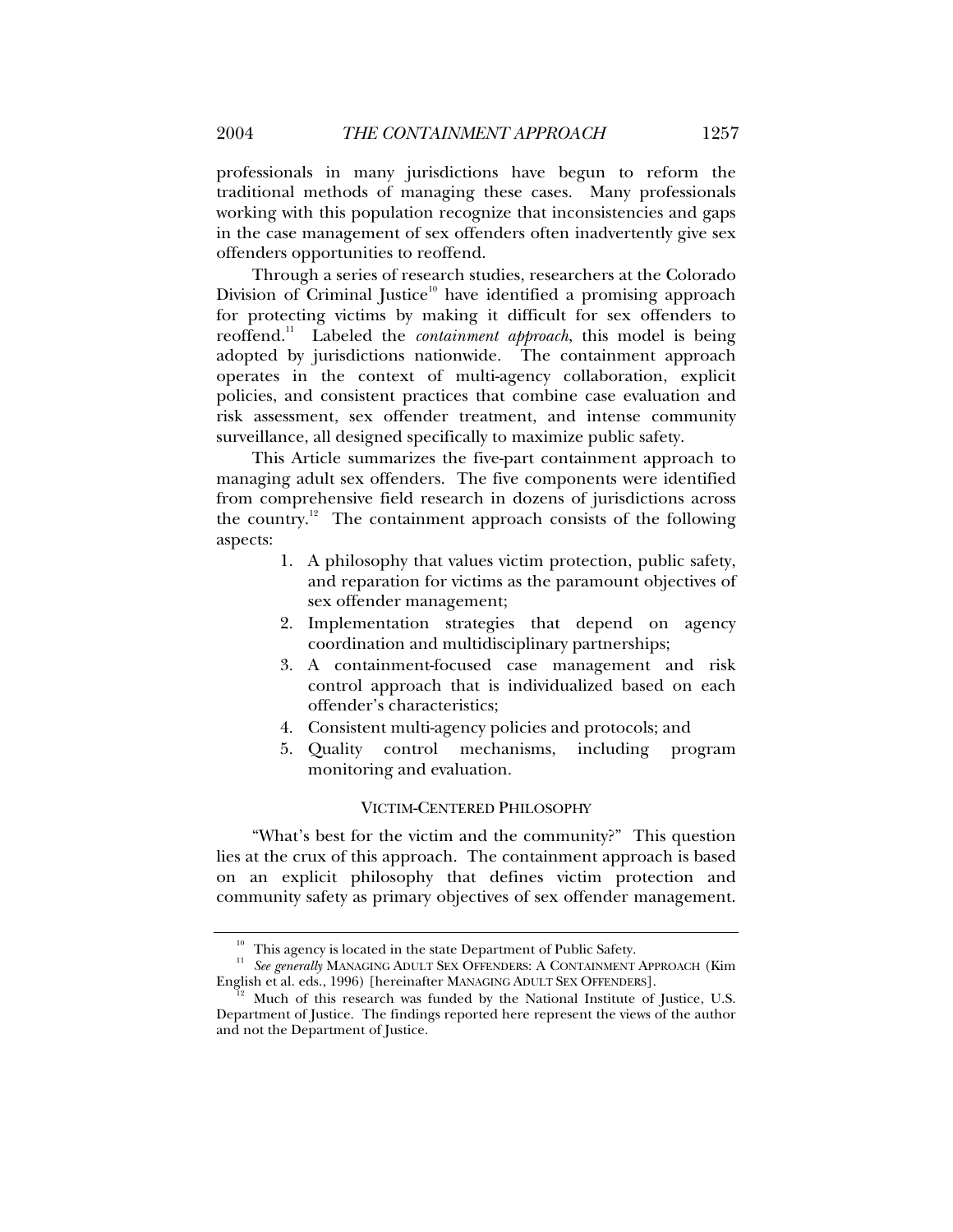professionals in many jurisdictions have begun to reform the traditional methods of managing these cases. Many professionals working with this population recognize that inconsistencies and gaps in the case management of sex offenders often inadvertently give sex offenders opportunities to reoffend.

Through a series of research studies, researchers at the Colorado Division of Criminal Justice[10] have identified a promising approach for protecting victims by making it difficult for sex offenders to reoffend.[11] Labeled the *containment approach*, this model is being adopted by jurisdictions nationwide. The containment approach operates in the context of multi-agency collaboration, explicit policies, and consistent practices that combine case evaluation and risk assessment, sex offender treatment, and intense community surveillance, all designed specifically to maximize public safety.

This Article summarizes the five-part containment approach to managing adult sex offenders. The five components were identified from comprehensive field research in dozens of jurisdictions across the country.[12] The containment approach consists of the following aspects:

1. A philosophy that values victim protection, public safety, and reparation for victims as the paramount objectives of sex offender management;
2. Implementation strategies that depend on agency coordination and multidisciplinary partnerships;
3. A containment-focused case management and risk control approach that is individualized based on each offender's characteristics;
4. Consistent multi-agency policies and protocols; and
5. Quality control mechanisms, including program monitoring and evaluation.

## VICTIM-CENTERED PHILOSOPHY

"What's best for the victim and the community?" This question lies at the crux of this approach. The containment approach is based on an explicit philosophy that defines victim protection and community safety as primary objectives of sex offender management.

---

[10] This agency is located in the state Department of Public Safety.

[11] *See generally* MANAGING ADULT SEX OFFENDERS: A CONTAINMENT APPROACH (Kim English et al. eds., 1996) [hereinafter MANAGING ADULT SEX OFFENDERS].

[12] Much of this research was funded by the National Institute of Justice, U.S. Department of Justice. The findings reported here represent the views of the author and not the Department of Justice.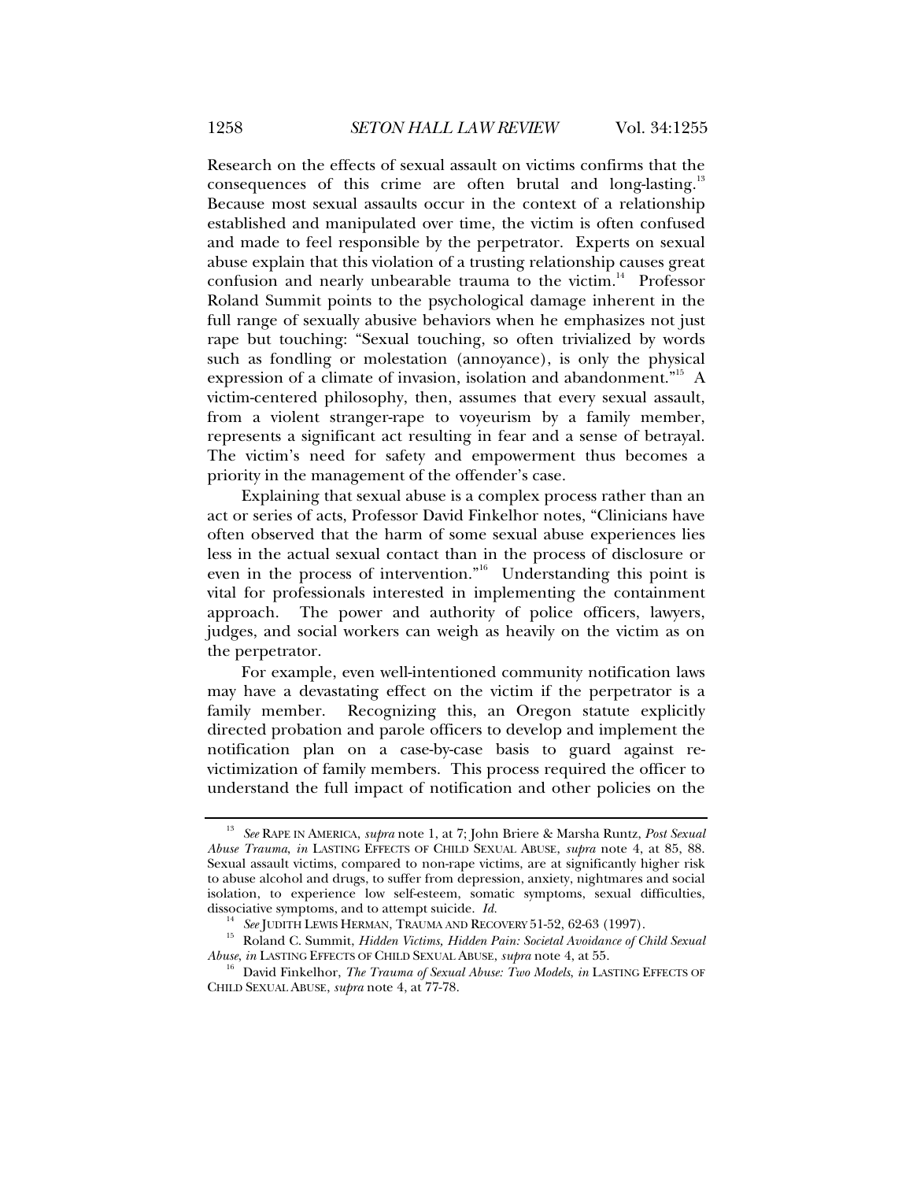Research on the effects of sexual assault on victims confirms that the consequences of this crime are often brutal and long-lasting.[13] Because most sexual assaults occur in the context of a relationship established and manipulated over time, the victim is often confused and made to feel responsible by the perpetrator. Experts on sexual abuse explain that this violation of a trusting relationship causes great confusion and nearly unbearable trauma to the victim.[14] Professor Roland Summit points to the psychological damage inherent in the full range of sexually abusive behaviors when he emphasizes not just rape but touching: "Sexual touching, so often trivialized by words such as fondling or molestation (annoyance), is only the physical expression of a climate of invasion, isolation and abandonment."[15] A victim-centered philosophy, then, assumes that every sexual assault, from a violent stranger-rape to voyeurism by a family member, represents a significant act resulting in fear and a sense of betrayal. The victim's need for safety and empowerment thus becomes a priority in the management of the offender's case.

Explaining that sexual abuse is a complex process rather than an act or series of acts, Professor David Finkelhor notes, "Clinicians have often observed that the harm of some sexual abuse experiences lies less in the actual sexual contact than in the process of disclosure or even in the process of intervention."[16] Understanding this point is vital for professionals interested in implementing the containment approach. The power and authority of police officers, lawyers, judges, and social workers can weigh as heavily on the victim as on the perpetrator.

For example, even well-intentioned community notification laws may have a devastating effect on the victim if the perpetrator is a family member. Recognizing this, an Oregon statute explicitly directed probation and parole officers to develop and implement the notification plan on a case-by-case basis to guard against re-victimization of family members. This process required the officer to understand the full impact of notification and other policies on the

---

[13] *See* RAPE IN AMERICA, *supra* note 1, at 7; John Briere & Marsha Runtz, *Post Sexual Abuse Trauma*, *in* LASTING EFFECTS OF CHILD SEXUAL ABUSE, *supra* note 4, at 85, 88. Sexual assault victims, compared to non-rape victims, are at significantly higher risk to abuse alcohol and drugs, to suffer from depression, anxiety, nightmares and social isolation, to experience low self-esteem, somatic symptoms, sexual difficulties, dissociative symptoms, and to attempt suicide. *Id.*

[14] *See* JUDITH LEWIS HERMAN, TRAUMA AND RECOVERY 51-52, 62-63 (1997).

[15] Roland C. Summit, *Hidden Victims, Hidden Pain: Societal Avoidance of Child Sexual Abuse*, *in* LASTING EFFECTS OF CHILD SEXUAL ABUSE, *supra* note 4, at 55.

[16] David Finkelhor, *The Trauma of Sexual Abuse: Two Models*, *in* LASTING EFFECTS OF CHILD SEXUAL ABUSE, *supra* note 4, at 77-78.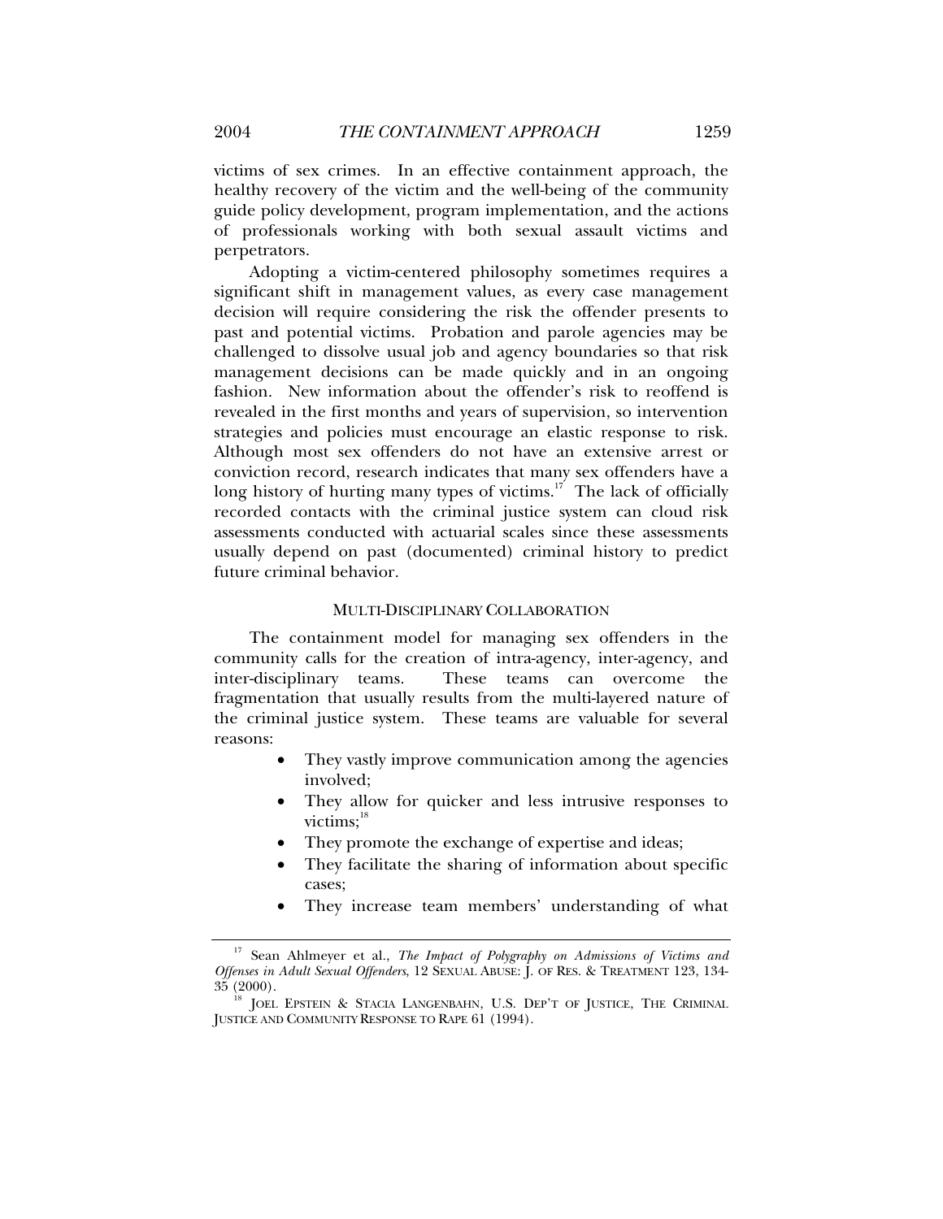victims of sex crimes. In an effective containment approach, the healthy recovery of the victim and the well-being of the community guide policy development, program implementation, and the actions of professionals working with both sexual assault victims and perpetrators.

Adopting a victim-centered philosophy sometimes requires a significant shift in management values, as every case management decision will require considering the risk the offender presents to past and potential victims. Probation and parole agencies may be challenged to dissolve usual job and agency boundaries so that risk management decisions can be made quickly and in an ongoing fashion. New information about the offender's risk to reoffend is revealed in the first months and years of supervision, so intervention strategies and policies must encourage an elastic response to risk. Although most sex offenders do not have an extensive arrest or conviction record, research indicates that many sex offenders have a long history of hurting many types of victims.[17] The lack of officially recorded contacts with the criminal justice system can cloud risk assessments conducted with actuarial scales since these assessments usually depend on past (documented) criminal history to predict future criminal behavior.

## MULTI-DISCIPLINARY COLLABORATION

The containment model for managing sex offenders in the community calls for the creation of intra-agency, inter-agency, and inter-disciplinary teams. These teams can overcome the fragmentation that usually results from the multi-layered nature of the criminal justice system. These teams are valuable for several reasons:

- They vastly improve communication among the agencies involved;
- They allow for quicker and less intrusive responses to victims;[18]
- They promote the exchange of expertise and ideas;
- They facilitate the sharing of information about specific cases;
- They increase team members' understanding of what

---

[17] Sean Ahlmeyer et al., *The Impact of Polygraphy on Admissions of Victims and Offenses in Adult Sexual Offenders*, 12 SEXUAL ABUSE: J. OF RES. & TREATMENT 123, 134-35 (2000).

[18] JOEL EPSTEIN & STACIA LANGENBAHN, U.S. DEP'T OF JUSTICE, THE CRIMINAL JUSTICE AND COMMUNITY RESPONSE TO RAPE 61 (1994).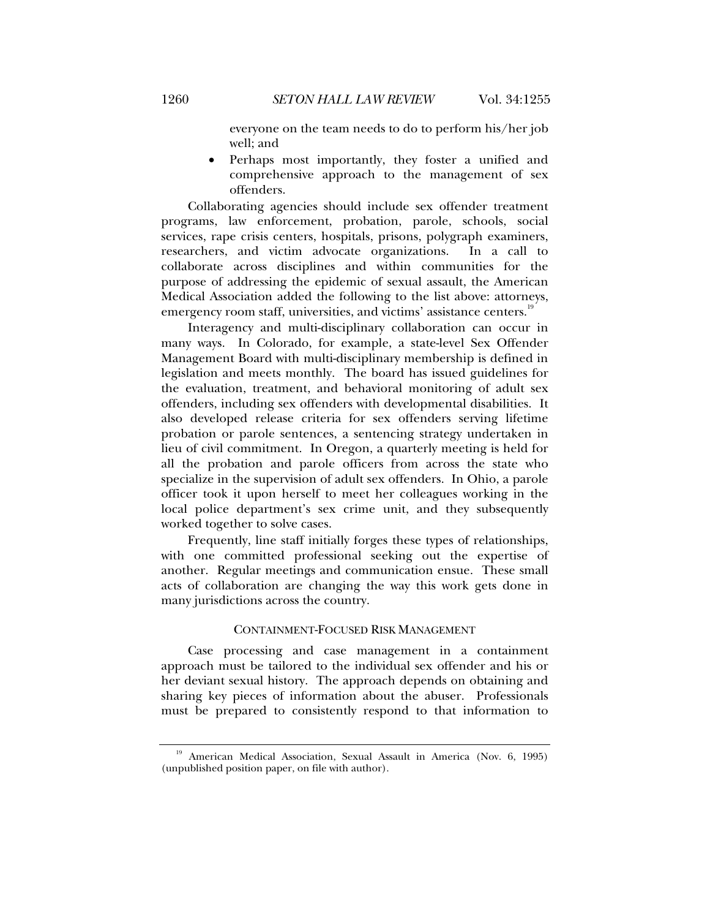everyone on the team needs to do to perform his/her job well; and

- Perhaps most importantly, they foster a unified and comprehensive approach to the management of sex offenders.

Collaborating agencies should include sex offender treatment programs, law enforcement, probation, parole, schools, social services, rape crisis centers, hospitals, prisons, polygraph examiners, researchers, and victim advocate organizations. In a call to collaborate across disciplines and within communities for the purpose of addressing the epidemic of sexual assault, the American Medical Association added the following to the list above: attorneys, emergency room staff, universities, and victims' assistance centers.[19]

Interagency and multi-disciplinary collaboration can occur in many ways. In Colorado, for example, a state-level Sex Offender Management Board with multi-disciplinary membership is defined in legislation and meets monthly. The board has issued guidelines for the evaluation, treatment, and behavioral monitoring of adult sex offenders, including sex offenders with developmental disabilities. It also developed release criteria for sex offenders serving lifetime probation or parole sentences, a sentencing strategy undertaken in lieu of civil commitment. In Oregon, a quarterly meeting is held for all the probation and parole officers from across the state who specialize in the supervision of adult sex offenders. In Ohio, a parole officer took it upon herself to meet her colleagues working in the local police department's sex crime unit, and they subsequently worked together to solve cases.

Frequently, line staff initially forges these types of relationships, with one committed professional seeking out the expertise of another. Regular meetings and communication ensue. These small acts of collaboration are changing the way this work gets done in many jurisdictions across the country.

## CONTAINMENT-FOCUSED RISK MANAGEMENT

Case processing and case management in a containment approach must be tailored to the individual sex offender and his or her deviant sexual history. The approach depends on obtaining and sharing key pieces of information about the abuser. Professionals must be prepared to consistently respond to that information to

[19] American Medical Association, Sexual Assault in America (Nov. 6, 1995) (unpublished position paper, on file with author).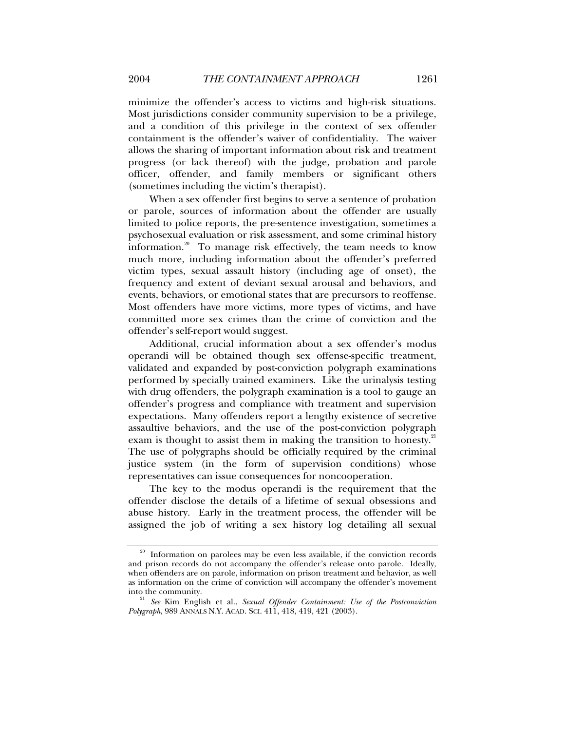minimize the offender's access to victims and high-risk situations. Most jurisdictions consider community supervision to be a privilege, and a condition of this privilege in the context of sex offender containment is the offender's waiver of confidentiality. The waiver allows the sharing of important information about risk and treatment progress (or lack thereof) with the judge, probation and parole officer, offender, and family members or significant others (sometimes including the victim's therapist).

When a sex offender first begins to serve a sentence of probation or parole, sources of information about the offender are usually limited to police reports, the pre-sentence investigation, sometimes a psychosexual evaluation or risk assessment, and some criminal history information.[20] To manage risk effectively, the team needs to know much more, including information about the offender's preferred victim types, sexual assault history (including age of onset), the frequency and extent of deviant sexual arousal and behaviors, and events, behaviors, or emotional states that are precursors to reoffense. Most offenders have more victims, more types of victims, and have committed more sex crimes than the crime of conviction and the offender's self-report would suggest.

Additional, crucial information about a sex offender's modus operandi will be obtained though sex offense-specific treatment, validated and expanded by post-conviction polygraph examinations performed by specially trained examiners. Like the urinalysis testing with drug offenders, the polygraph examination is a tool to gauge an offender's progress and compliance with treatment and supervision expectations. Many offenders report a lengthy existence of secretive assaultive behaviors, and the use of the post-conviction polygraph exam is thought to assist them in making the transition to honesty.[21] The use of polygraphs should be officially required by the criminal justice system (in the form of supervision conditions) whose representatives can issue consequences for noncooperation.

The key to the modus operandi is the requirement that the offender disclose the details of a lifetime of sexual obsessions and abuse history. Early in the treatment process, the offender will be assigned the job of writing a sex history log detailing all sexual

---

[20] Information on parolees may be even less available, if the conviction records and prison records do not accompany the offender's release onto parole. Ideally, when offenders are on parole, information on prison treatment and behavior, as well as information on the crime of conviction will accompany the offender's movement into the community.

[21] *See* Kim English et al., *Sexual Offender Containment: Use of the Postconviction Polygraph*, 989 ANNALS N.Y. ACAD. SCI. 411, 418, 419, 421 (2003).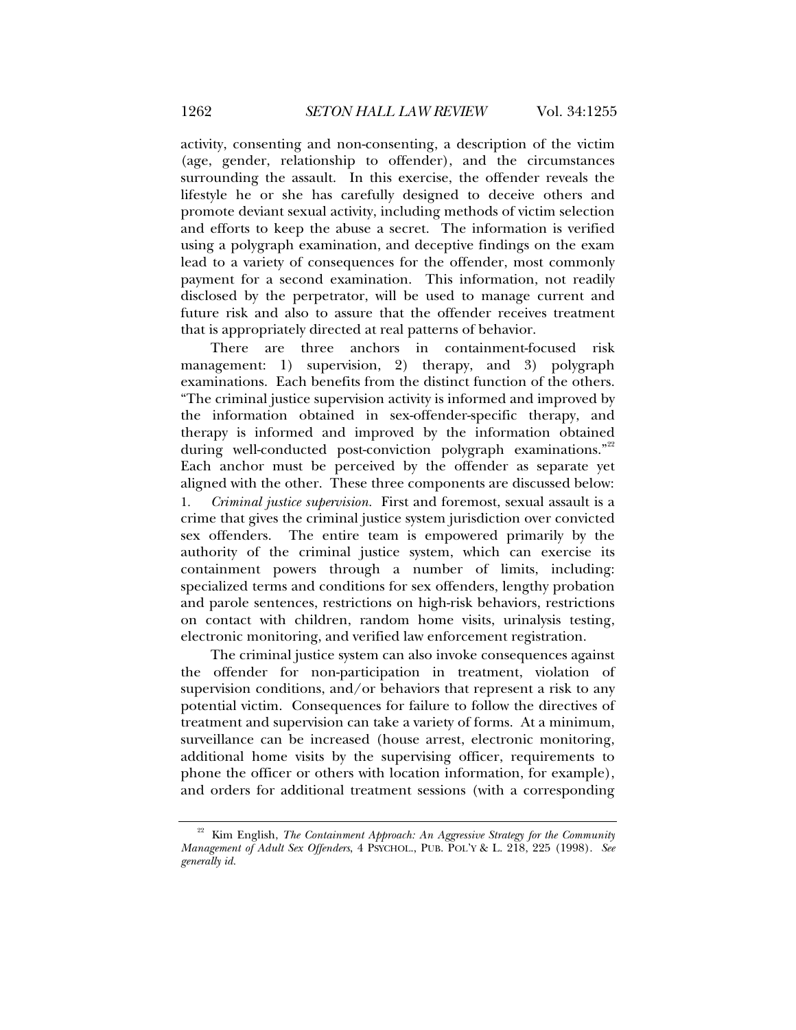activity, consenting and non-consenting, a description of the victim (age, gender, relationship to offender), and the circumstances surrounding the assault. In this exercise, the offender reveals the lifestyle he or she has carefully designed to deceive others and promote deviant sexual activity, including methods of victim selection and efforts to keep the abuse a secret. The information is verified using a polygraph examination, and deceptive findings on the exam lead to a variety of consequences for the offender, most commonly payment for a second examination. This information, not readily disclosed by the perpetrator, will be used to manage current and future risk and also to assure that the offender receives treatment that is appropriately directed at real patterns of behavior.

There are three anchors in containment-focused risk management: 1) supervision, 2) therapy, and 3) polygraph examinations. Each benefits from the distinct function of the others. "The criminal justice supervision activity is informed and improved by the information obtained in sex-offender-specific therapy, and therapy is informed and improved by the information obtained during well-conducted post-conviction polygraph examinations."[22] Each anchor must be perceived by the offender as separate yet aligned with the other. These three components are discussed below:

1. *Criminal justice supervision.* First and foremost, sexual assault is a crime that gives the criminal justice system jurisdiction over convicted sex offenders. The entire team is empowered primarily by the authority of the criminal justice system, which can exercise its containment powers through a number of limits, including: specialized terms and conditions for sex offenders, lengthy probation and parole sentences, restrictions on high-risk behaviors, restrictions on contact with children, random home visits, urinalysis testing, electronic monitoring, and verified law enforcement registration.

The criminal justice system can also invoke consequences against the offender for non-participation in treatment, violation of supervision conditions, and/or behaviors that represent a risk to any potential victim. Consequences for failure to follow the directives of treatment and supervision can take a variety of forms. At a minimum, surveillance can be increased (house arrest, electronic monitoring, additional home visits by the supervising officer, requirements to phone the officer or others with location information, for example), and orders for additional treatment sessions (with a corresponding

---

[22] Kim English, *The Containment Approach: An Aggressive Strategy for the Community Management of Adult Sex Offenders*, 4 PSYCHOL., PUB. POL'Y & L. 218, 225 (1998). *See generally id.*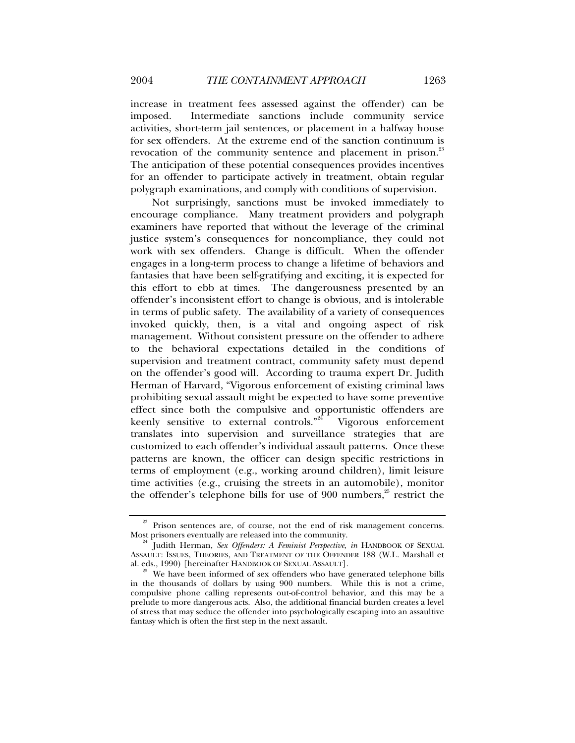increase in treatment fees assessed against the offender) can be imposed. Intermediate sanctions include community service activities, short-term jail sentences, or placement in a halfway house for sex offenders. At the extreme end of the sanction continuum is revocation of the community sentence and placement in prison.[23] The anticipation of these potential consequences provides incentives for an offender to participate actively in treatment, obtain regular polygraph examinations, and comply with conditions of supervision.

Not surprisingly, sanctions must be invoked immediately to encourage compliance. Many treatment providers and polygraph examiners have reported that without the leverage of the criminal justice system's consequences for noncompliance, they could not work with sex offenders. Change is difficult. When the offender engages in a long-term process to change a lifetime of behaviors and fantasies that have been self-gratifying and exciting, it is expected for this effort to ebb at times. The dangerousness presented by an offender's inconsistent effort to change is obvious, and is intolerable in terms of public safety. The availability of a variety of consequences invoked quickly, then, is a vital and ongoing aspect of risk management. Without consistent pressure on the offender to adhere to the behavioral expectations detailed in the conditions of supervision and treatment contract, community safety must depend on the offender's good will. According to trauma expert Dr. Judith Herman of Harvard, "Vigorous enforcement of existing criminal laws prohibiting sexual assault might be expected to have some preventive effect since both the compulsive and opportunistic offenders are keenly sensitive to external controls."[24] Vigorous enforcement translates into supervision and surveillance strategies that are customized to each offender's individual assault patterns. Once these patterns are known, the officer can design specific restrictions in terms of employment (e.g., working around children), limit leisure time activities (e.g., cruising the streets in an automobile), monitor the offender's telephone bills for use of 900 numbers,[25] restrict the

---

[23] Prison sentences are, of course, not the end of risk management concerns. Most prisoners eventually are released into the community.

[24] Judith Herman, *Sex Offenders: A Feminist Perspective*, *in* HANDBOOK OF SEXUAL ASSAULT: ISSUES, THEORIES, AND TREATMENT OF THE OFFENDER 188 (W.L. Marshall et al. eds., 1990) [hereinafter HANDBOOK OF SEXUAL ASSAULT].

[25] We have been informed of sex offenders who have generated telephone bills in the thousands of dollars by using 900 numbers. While this is not a crime, compulsive phone calling represents out-of-control behavior, and this may be a prelude to more dangerous acts. Also, the additional financial burden creates a level of stress that may seduce the offender into psychologically escaping into an assaultive fantasy which is often the first step in the next assault.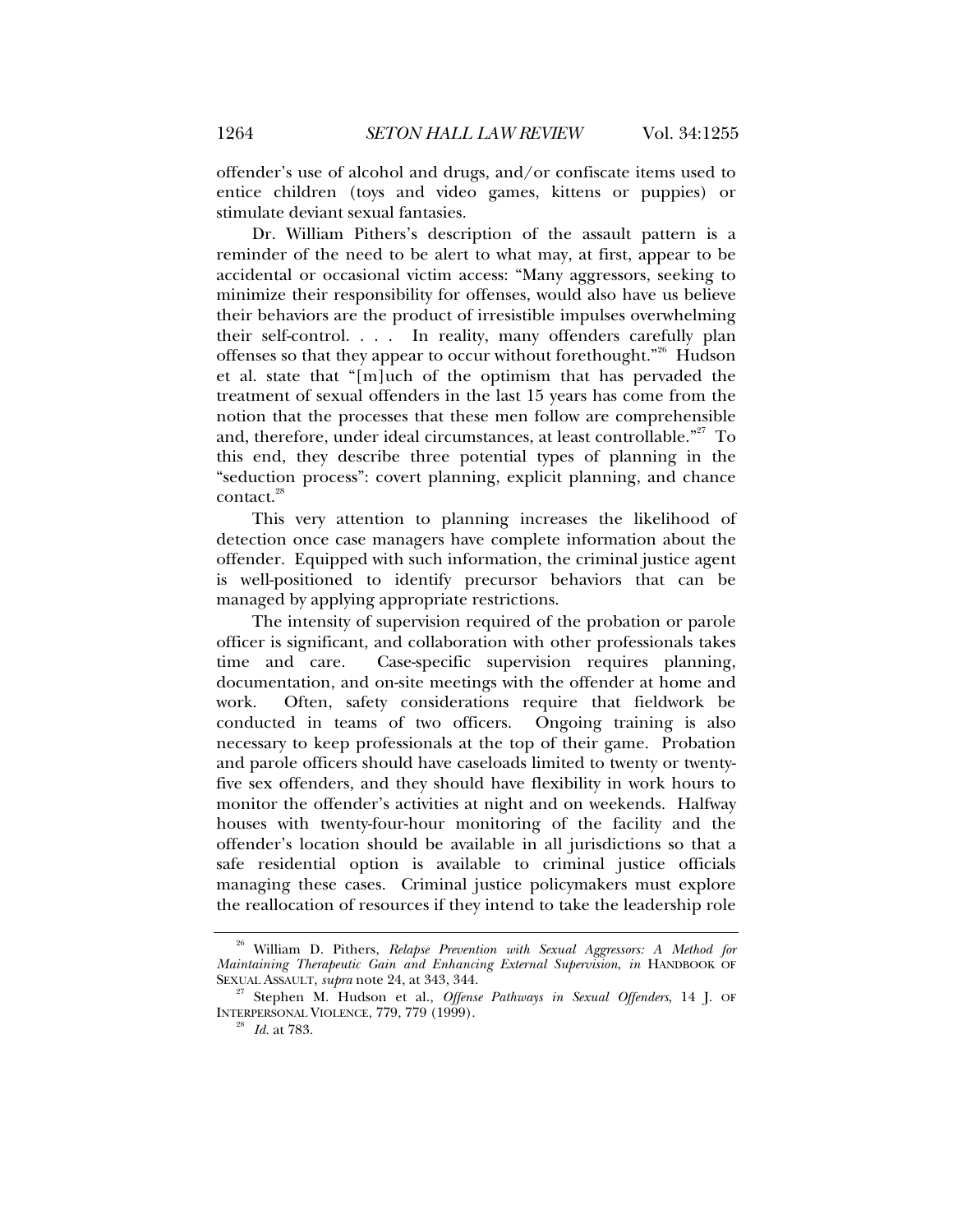offender's use of alcohol and drugs, and/or confiscate items used to entice children (toys and video games, kittens or puppies) or stimulate deviant sexual fantasies.

Dr. William Pithers's description of the assault pattern is a reminder of the need to be alert to what may, at first, appear to be accidental or occasional victim access: "Many aggressors, seeking to minimize their responsibility for offenses, would also have us believe their behaviors are the product of irresistible impulses overwhelming their self-control. . . . In reality, many offenders carefully plan offenses so that they appear to occur without forethought."[26] Hudson et al. state that "[m]uch of the optimism that has pervaded the treatment of sexual offenders in the last 15 years has come from the notion that the processes that these men follow are comprehensible and, therefore, under ideal circumstances, at least controllable."[27] To this end, they describe three potential types of planning in the "seduction process": covert planning, explicit planning, and chance contact.[28]

This very attention to planning increases the likelihood of detection once case managers have complete information about the offender. Equipped with such information, the criminal justice agent is well-positioned to identify precursor behaviors that can be managed by applying appropriate restrictions.

The intensity of supervision required of the probation or parole officer is significant, and collaboration with other professionals takes time and care. Case-specific supervision requires planning, documentation, and on-site meetings with the offender at home and work. Often, safety considerations require that fieldwork be conducted in teams of two officers. Ongoing training is also necessary to keep professionals at the top of their game. Probation and parole officers should have caseloads limited to twenty or twenty-five sex offenders, and they should have flexibility in work hours to monitor the offender's activities at night and on weekends. Halfway houses with twenty-four-hour monitoring of the facility and the offender's location should be available in all jurisdictions so that a safe residential option is available to criminal justice officials managing these cases. Criminal justice policymakers must explore the reallocation of resources if they intend to take the leadership role

---

[26] William D. Pithers, *Relapse Prevention with Sexual Aggressors: A Method for Maintaining Therapeutic Gain and Enhancing External Supervision*, *in* HANDBOOK OF SEXUAL ASSAULT, *supra* note 24, at 343, 344.

[27] Stephen M. Hudson et al., *Offense Pathways in Sexual Offenders*, 14 J. OF INTERPERSONAL VIOLENCE, 779, 779 (1999).

[28] *Id.* at 783.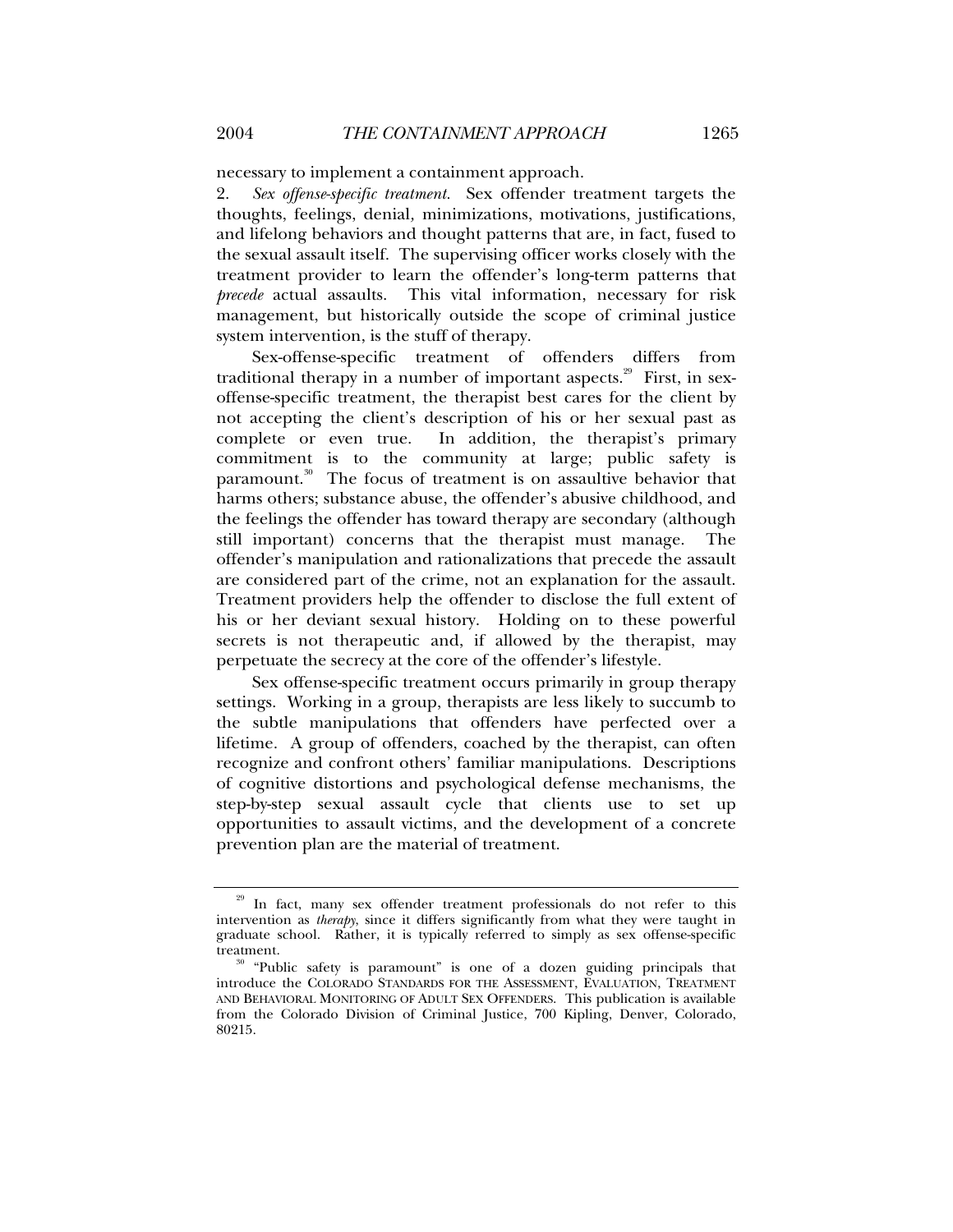necessary to implement a containment approach.

2. *Sex offense-specific treatment.* Sex offender treatment targets the thoughts, feelings, denial, minimizations, motivations, justifications, and lifelong behaviors and thought patterns that are, in fact, fused to the sexual assault itself. The supervising officer works closely with the treatment provider to learn the offender's long-term patterns that *precede* actual assaults. This vital information, necessary for risk management, but historically outside the scope of criminal justice system intervention, is the stuff of therapy.

Sex-offense-specific treatment of offenders differs from traditional therapy in a number of important aspects.[29] First, in sex-offense-specific treatment, the therapist best cares for the client by not accepting the client's description of his or her sexual past as complete or even true. In addition, the therapist's primary commitment is to the community at large; public safety is paramount.[30] The focus of treatment is on assaultive behavior that harms others; substance abuse, the offender's abusive childhood, and the feelings the offender has toward therapy are secondary (although still important) concerns that the therapist must manage. The offender's manipulation and rationalizations that precede the assault are considered part of the crime, not an explanation for the assault. Treatment providers help the offender to disclose the full extent of his or her deviant sexual history. Holding on to these powerful secrets is not therapeutic and, if allowed by the therapist, may perpetuate the secrecy at the core of the offender's lifestyle.

Sex offense-specific treatment occurs primarily in group therapy settings. Working in a group, therapists are less likely to succumb to the subtle manipulations that offenders have perfected over a lifetime. A group of offenders, coached by the therapist, can often recognize and confront others' familiar manipulations. Descriptions of cognitive distortions and psychological defense mechanisms, the step-by-step sexual assault cycle that clients use to set up opportunities to assault victims, and the development of a concrete prevention plan are the material of treatment.

---

[29] In fact, many sex offender treatment professionals do not refer to this intervention as *therapy*, since it differs significantly from what they were taught in graduate school. Rather, it is typically referred to simply as sex offense-specific treatment.

[30] "Public safety is paramount" is one of a dozen guiding principals that introduce the COLORADO STANDARDS FOR THE ASSESSMENT, EVALUATION, TREATMENT AND BEHAVIORAL MONITORING OF ADULT SEX OFFENDERS. This publication is available from the Colorado Division of Criminal Justice, 700 Kipling, Denver, Colorado, 80215.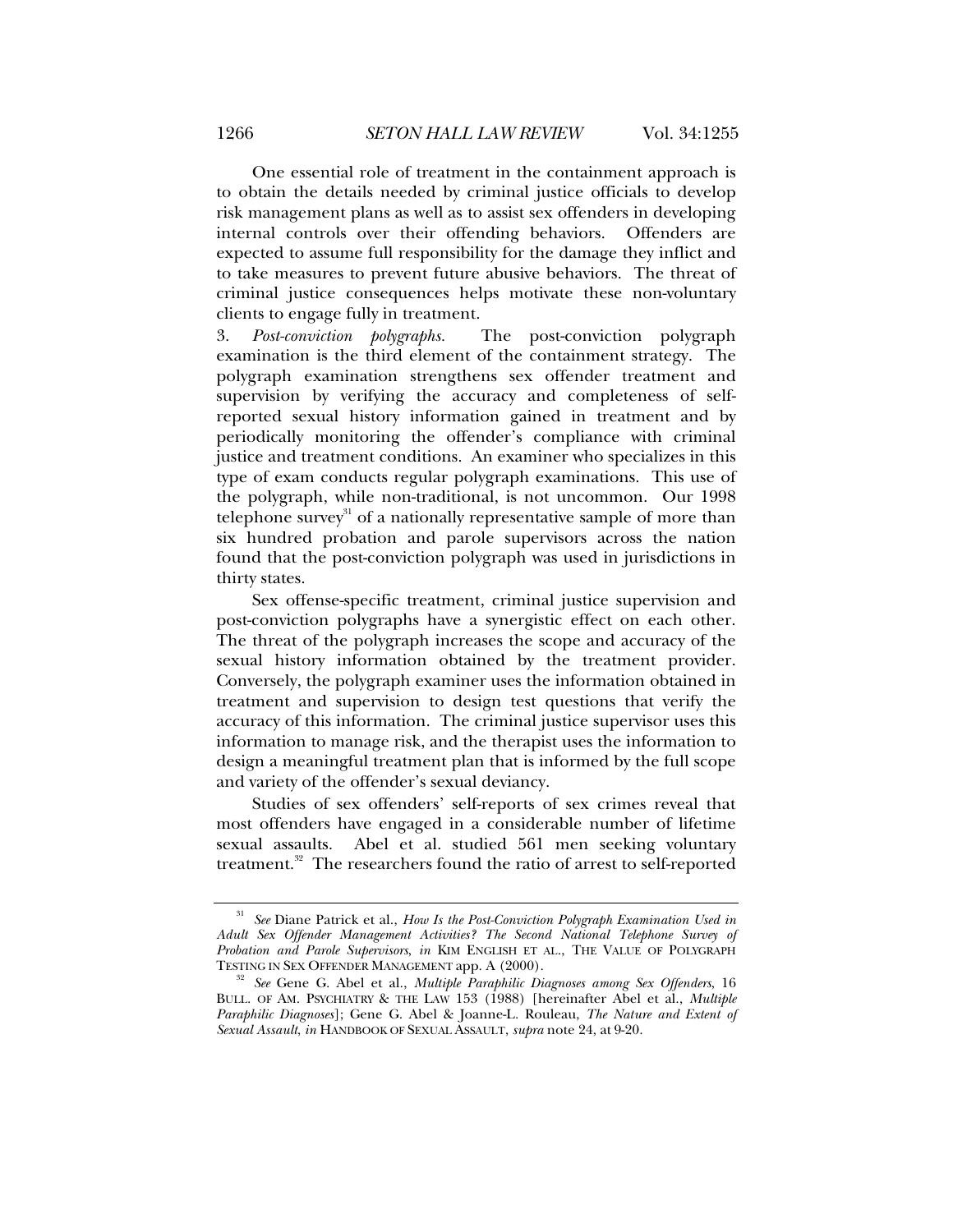One essential role of treatment in the containment approach is to obtain the details needed by criminal justice officials to develop risk management plans as well as to assist sex offenders in developing internal controls over their offending behaviors. Offenders are expected to assume full responsibility for the damage they inflict and to take measures to prevent future abusive behaviors. The threat of criminal justice consequences helps motivate these non-voluntary clients to engage fully in treatment.

3. *Post-conviction polygraphs*. The post-conviction polygraph examination is the third element of the containment strategy. The polygraph examination strengthens sex offender treatment and supervision by verifying the accuracy and completeness of self-reported sexual history information gained in treatment and by periodically monitoring the offender's compliance with criminal justice and treatment conditions. An examiner who specializes in this type of exam conducts regular polygraph examinations. This use of the polygraph, while non-traditional, is not uncommon. Our 1998 telephone survey[31] of a nationally representative sample of more than six hundred probation and parole supervisors across the nation found that the post-conviction polygraph was used in jurisdictions in thirty states.

Sex offense-specific treatment, criminal justice supervision and post-conviction polygraphs have a synergistic effect on each other. The threat of the polygraph increases the scope and accuracy of the sexual history information obtained by the treatment provider. Conversely, the polygraph examiner uses the information obtained in treatment and supervision to design test questions that verify the accuracy of this information. The criminal justice supervisor uses this information to manage risk, and the therapist uses the information to design a meaningful treatment plan that is informed by the full scope and variety of the offender's sexual deviancy.

Studies of sex offenders' self-reports of sex crimes reveal that most offenders have engaged in a considerable number of lifetime sexual assaults. Abel et al. studied 561 men seeking voluntary treatment.[32] The researchers found the ratio of arrest to self-reported

---

[31] *See* Diane Patrick et al., *How Is the Post-Conviction Polygraph Examination Used in Adult Sex Offender Management Activities? The Second National Telephone Survey of Probation and Parole Supervisors*, *in* KIM ENGLISH ET AL., THE VALUE OF POLYGRAPH TESTING IN SEX OFFENDER MANAGEMENT app. A (2000).

[32] *See* Gene G. Abel et al., *Multiple Paraphilic Diagnoses among Sex Offenders*, 16 BULL. OF AM. PSYCHIATRY & THE LAW 153 (1988) [hereinafter Abel et al., *Multiple Paraphilic Diagnoses*]; Gene G. Abel & Joanne-L. Rouleau, *The Nature and Extent of Sexual Assault*, *in* HANDBOOK OF SEXUAL ASSAULT, *supra* note 24, at 9-20.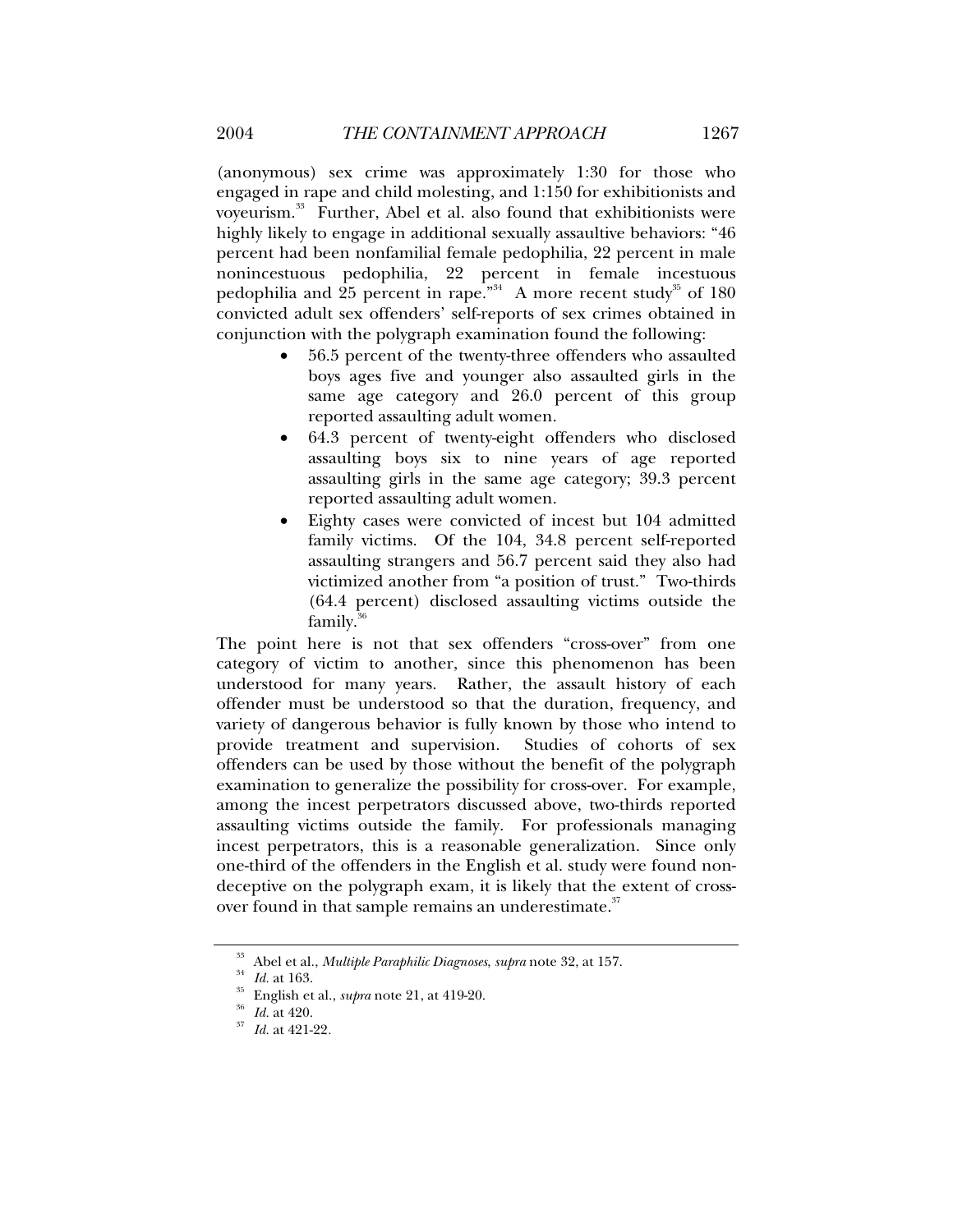(anonymous) sex crime was approximately 1:30 for those who engaged in rape and child molesting, and 1:150 for exhibitionists and voyeurism.[33] Further, Abel et al. also found that exhibitionists were highly likely to engage in additional sexually assaultive behaviors: "46 percent had been nonfamilial female pedophilia, 22 percent in male nonincestuous pedophilia, 22 percent in female incestuous pedophilia and 25 percent in rape."[34] A more recent study[35] of 180 convicted adult sex offenders' self-reports of sex crimes obtained in conjunction with the polygraph examination found the following:

- 56.5 percent of the twenty-three offenders who assaulted boys ages five and younger also assaulted girls in the same age category and 26.0 percent of this group reported assaulting adult women.
- 64.3 percent of twenty-eight offenders who disclosed assaulting boys six to nine years of age reported assaulting girls in the same age category; 39.3 percent reported assaulting adult women.
- Eighty cases were convicted of incest but 104 admitted family victims. Of the 104, 34.8 percent self-reported assaulting strangers and 56.7 percent said they also had victimized another from "a position of trust." Two-thirds (64.4 percent) disclosed assaulting victims outside the family.[36]

The point here is not that sex offenders "cross-over" from one category of victim to another, since this phenomenon has been understood for many years. Rather, the assault history of each offender must be understood so that the duration, frequency, and variety of dangerous behavior is fully known by those who intend to provide treatment and supervision. Studies of cohorts of sex offenders can be used by those without the benefit of the polygraph examination to generalize the possibility for cross-over. For example, among the incest perpetrators discussed above, two-thirds reported assaulting victims outside the family. For professionals managing incest perpetrators, this is a reasonable generalization. Since only one-third of the offenders in the English et al. study were found non-deceptive on the polygraph exam, it is likely that the extent of cross-over found in that sample remains an underestimate.[37]

---

[33] Abel et al., *Multiple Paraphilic Diagnoses*, *supra* note 32, at 157.

[34] *Id.* at 163.

[35] English et al., *supra* note 21, at 419-20.

[36] *Id.* at 420.

[37] *Id.* at 421-22.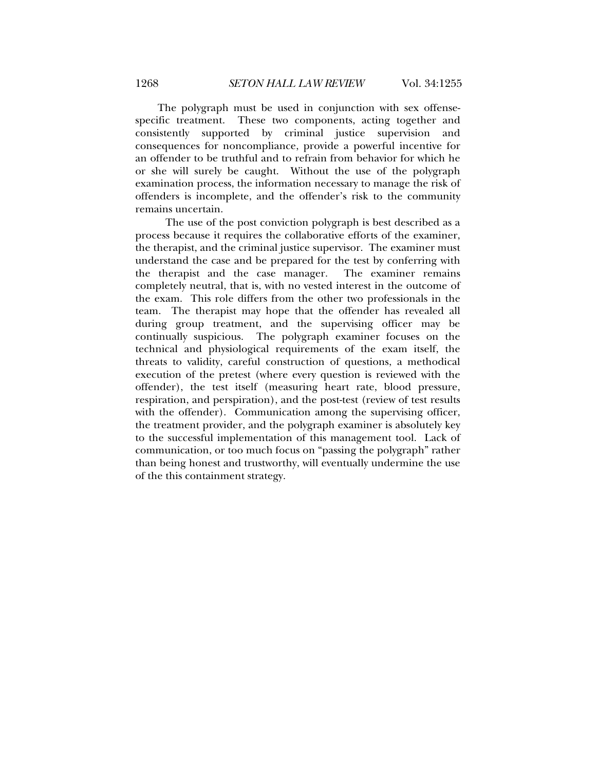The polygraph must be used in conjunction with sex offense-specific treatment. These two components, acting together and consistently supported by criminal justice supervision and consequences for noncompliance, provide a powerful incentive for an offender to be truthful and to refrain from behavior for which he or she will surely be caught. Without the use of the polygraph examination process, the information necessary to manage the risk of offenders is incomplete, and the offender's risk to the community remains uncertain.

The use of the post conviction polygraph is best described as a process because it requires the collaborative efforts of the examiner, the therapist, and the criminal justice supervisor. The examiner must understand the case and be prepared for the test by conferring with the therapist and the case manager. The examiner remains completely neutral, that is, with no vested interest in the outcome of the exam. This role differs from the other two professionals in the team. The therapist may hope that the offender has revealed all during group treatment, and the supervising officer may be continually suspicious. The polygraph examiner focuses on the technical and physiological requirements of the exam itself, the threats to validity, careful construction of questions, a methodical execution of the pretest (where every question is reviewed with the offender), the test itself (measuring heart rate, blood pressure, respiration, and perspiration), and the post-test (review of test results with the offender). Communication among the supervising officer, the treatment provider, and the polygraph examiner is absolutely key to the successful implementation of this management tool. Lack of communication, or too much focus on "passing the polygraph" rather than being honest and trustworthy, will eventually undermine the use of the this containment strategy.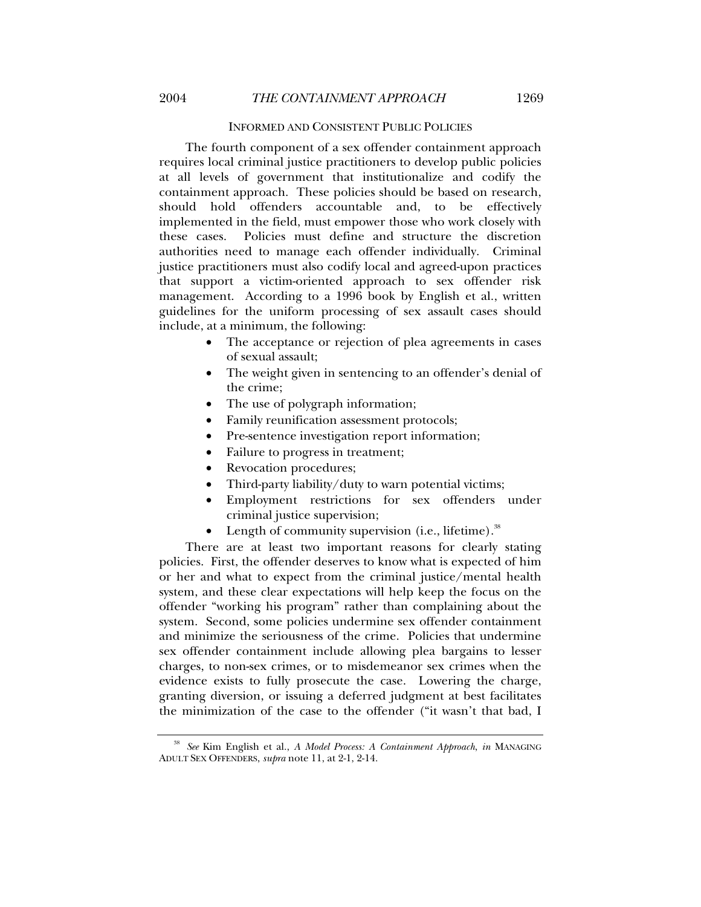## INFORMED AND CONSISTENT PUBLIC POLICIES

The fourth component of a sex offender containment approach requires local criminal justice practitioners to develop public policies at all levels of government that institutionalize and codify the containment approach. These policies should be based on research, should hold offenders accountable and, to be effectively implemented in the field, must empower those who work closely with these cases. Policies must define and structure the discretion authorities need to manage each offender individually. Criminal justice practitioners must also codify local and agreed-upon practices that support a victim-oriented approach to sex offender risk management. According to a 1996 book by English et al., written guidelines for the uniform processing of sex assault cases should include, at a minimum, the following:

- The acceptance or rejection of plea agreements in cases of sexual assault;
- The weight given in sentencing to an offender's denial of the crime;
- The use of polygraph information;
- Family reunification assessment protocols;
- Pre-sentence investigation report information;
- Failure to progress in treatment;
- Revocation procedures;
- Third-party liability/duty to warn potential victims;
- Employment restrictions for sex offenders under criminal justice supervision;
- Length of community supervision (i.e., lifetime).[38]

There are at least two important reasons for clearly stating policies. First, the offender deserves to know what is expected of him or her and what to expect from the criminal justice/mental health system, and these clear expectations will help keep the focus on the offender "working his program" rather than complaining about the system. Second, some policies undermine sex offender containment and minimize the seriousness of the crime. Policies that undermine sex offender containment include allowing plea bargains to lesser charges, to non-sex crimes, or to misdemeanor sex crimes when the evidence exists to fully prosecute the case. Lowering the charge, granting diversion, or issuing a deferred judgment at best facilitates the minimization of the case to the offender ("it wasn't that bad, I

[38] *See* Kim English et al., *A Model Process: A Containment Approach*, *in* MANAGING ADULT SEX OFFENDERS, *supra* note 11, at 2-1, 2-14.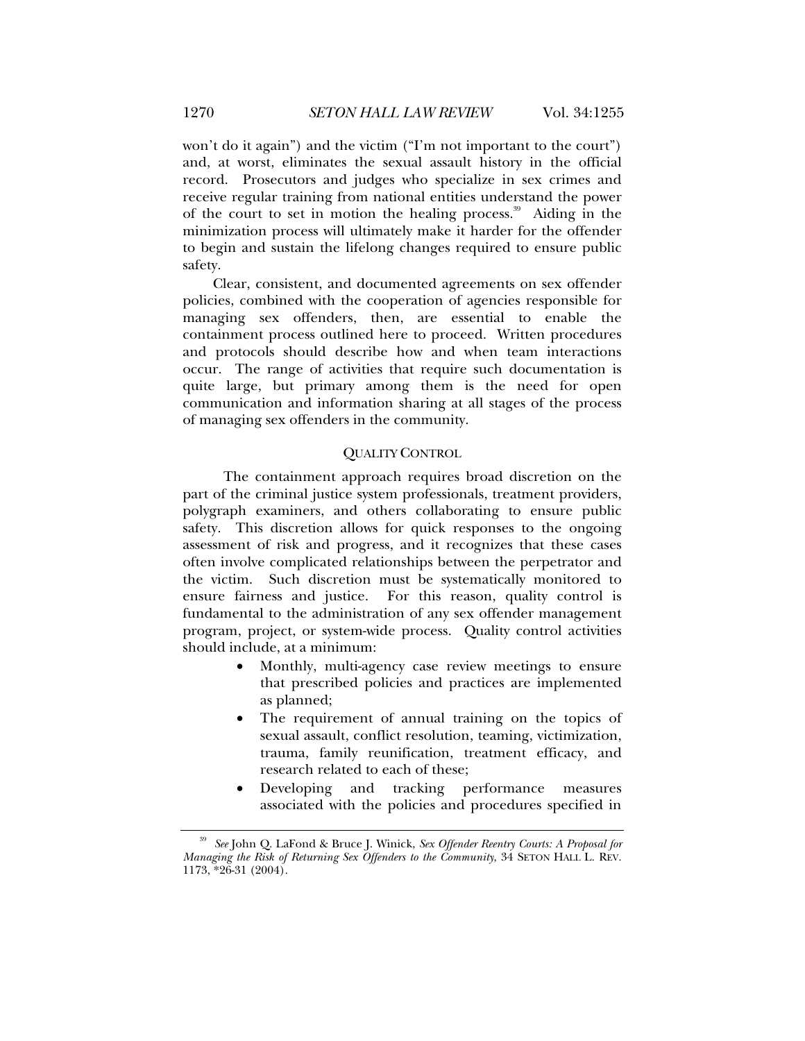won't do it again") and the victim ("I'm not important to the court") and, at worst, eliminates the sexual assault history in the official record. Prosecutors and judges who specialize in sex crimes and receive regular training from national entities understand the power of the court to set in motion the healing process.[39] Aiding in the minimization process will ultimately make it harder for the offender to begin and sustain the lifelong changes required to ensure public safety.

Clear, consistent, and documented agreements on sex offender policies, combined with the cooperation of agencies responsible for managing sex offenders, then, are essential to enable the containment process outlined here to proceed. Written procedures and protocols should describe how and when team interactions occur. The range of activities that require such documentation is quite large, but primary among them is the need for open communication and information sharing at all stages of the process of managing sex offenders in the community.

## QUALITY CONTROL

The containment approach requires broad discretion on the part of the criminal justice system professionals, treatment providers, polygraph examiners, and others collaborating to ensure public safety. This discretion allows for quick responses to the ongoing assessment of risk and progress, and it recognizes that these cases often involve complicated relationships between the perpetrator and the victim. Such discretion must be systematically monitored to ensure fairness and justice. For this reason, quality control is fundamental to the administration of any sex offender management program, project, or system-wide process. Quality control activities should include, at a minimum:

- Monthly, multi-agency case review meetings to ensure that prescribed policies and practices are implemented as planned;
- The requirement of annual training on the topics of sexual assault, conflict resolution, teaming, victimization, trauma, family reunification, treatment efficacy, and research related to each of these;
- Developing and tracking performance measures associated with the policies and procedures specified in

---

[39] *See* John Q. LaFond & Bruce J. Winick, *Sex Offender Reentry Courts: A Proposal for Managing the Risk of Returning Sex Offenders to the Community*, 34 SETON HALL L. REV. 1173, *26-31 (2004).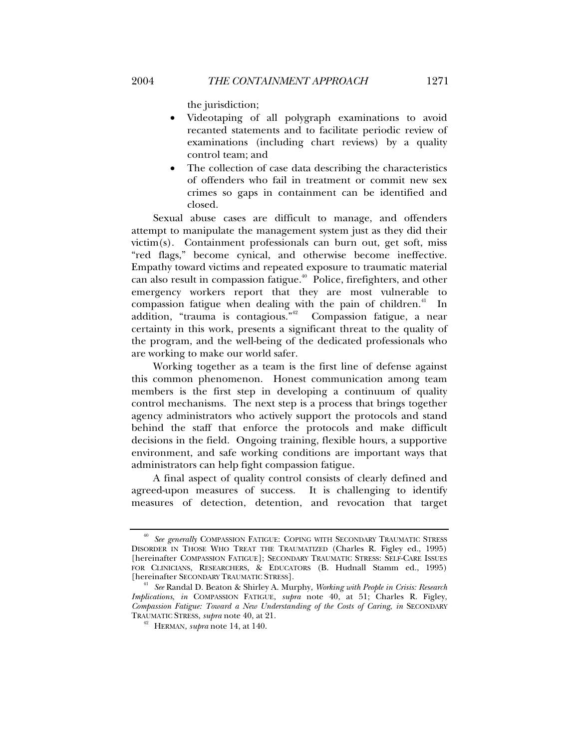the jurisdiction;

- Videotaping of all polygraph examinations to avoid recanted statements and to facilitate periodic review of examinations (including chart reviews) by a quality control team; and
- The collection of case data describing the characteristics of offenders who fail in treatment or commit new sex crimes so gaps in containment can be identified and closed.

Sexual abuse cases are difficult to manage, and offenders attempt to manipulate the management system just as they did their victim(s). Containment professionals can burn out, get soft, miss "red flags," become cynical, and otherwise become ineffective. Empathy toward victims and repeated exposure to traumatic material can also result in compassion fatigue.[40] Police, firefighters, and other emergency workers report that they are most vulnerable to compassion fatigue when dealing with the pain of children.[41] In addition, "trauma is contagious."[42] Compassion fatigue, a near certainty in this work, presents a significant threat to the quality of the program, and the well-being of the dedicated professionals who are working to make our world safer.

Working together as a team is the first line of defense against this common phenomenon. Honest communication among team members is the first step in developing a continuum of quality control mechanisms. The next step is a process that brings together agency administrators who actively support the protocols and stand behind the staff that enforce the protocols and make difficult decisions in the field. Ongoing training, flexible hours, a supportive environment, and safe working conditions are important ways that administrators can help fight compassion fatigue.

A final aspect of quality control consists of clearly defined and agreed-upon measures of success. It is challenging to identify measures of detection, detention, and revocation that target

---

[40] *See generally* COMPASSION FATIGUE: COPING WITH SECONDARY TRAUMATIC STRESS DISORDER IN THOSE WHO TREAT THE TRAUMATIZED (Charles R. Figley ed., 1995) [hereinafter COMPASSION FATIGUE]; SECONDARY TRAUMATIC STRESS: SELF-CARE ISSUES FOR CLINICIANS, RESEARCHERS, & EDUCATORS (B. Hudnall Stamm ed., 1995) [hereinafter SECONDARY TRAUMATIC STRESS].

[41] *See* Randal D. Beaton & Shirley A. Murphy, *Working with People in Crisis: Research Implications*, *in* COMPASSION FATIGUE, *supra* note 40, at 51; Charles R. Figley, *Compassion Fatigue: Toward a New Understanding of the Costs of Caring*, *in* SECONDARY TRAUMATIC STRESS, *supra* note 40, at 21.

[42] HERMAN, *supra* note 14, at 140.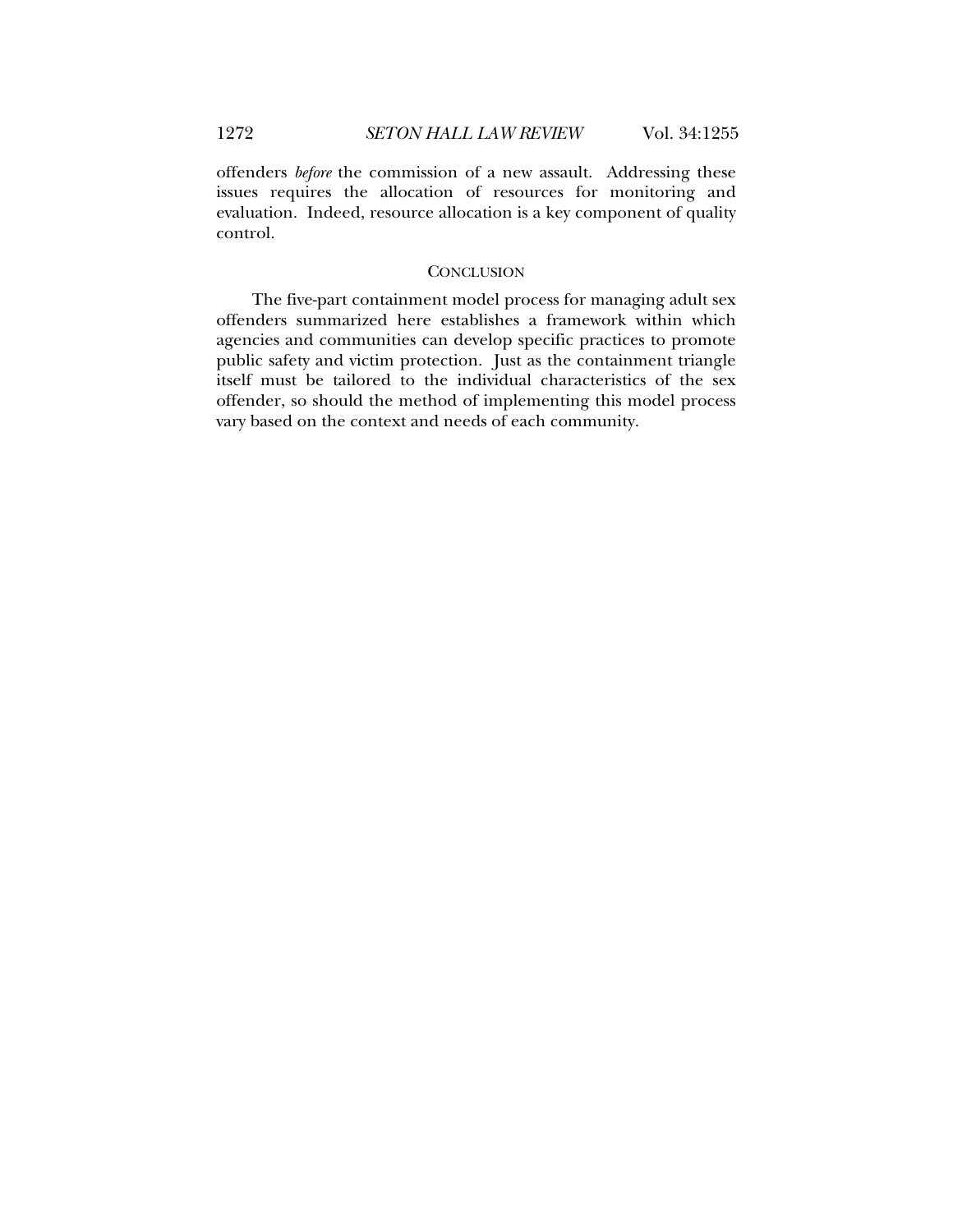offenders *before* the commission of a new assault. Addressing these issues requires the allocation of resources for monitoring and evaluation. Indeed, resource allocation is a key component of quality control.

## CONCLUSION

The five-part containment model process for managing adult sex offenders summarized here establishes a framework within which agencies and communities can develop specific practices to promote public safety and victim protection. Just as the containment triangle itself must be tailored to the individual characteristics of the sex offender, so should the method of implementing this model process vary based on the context and needs of each community.